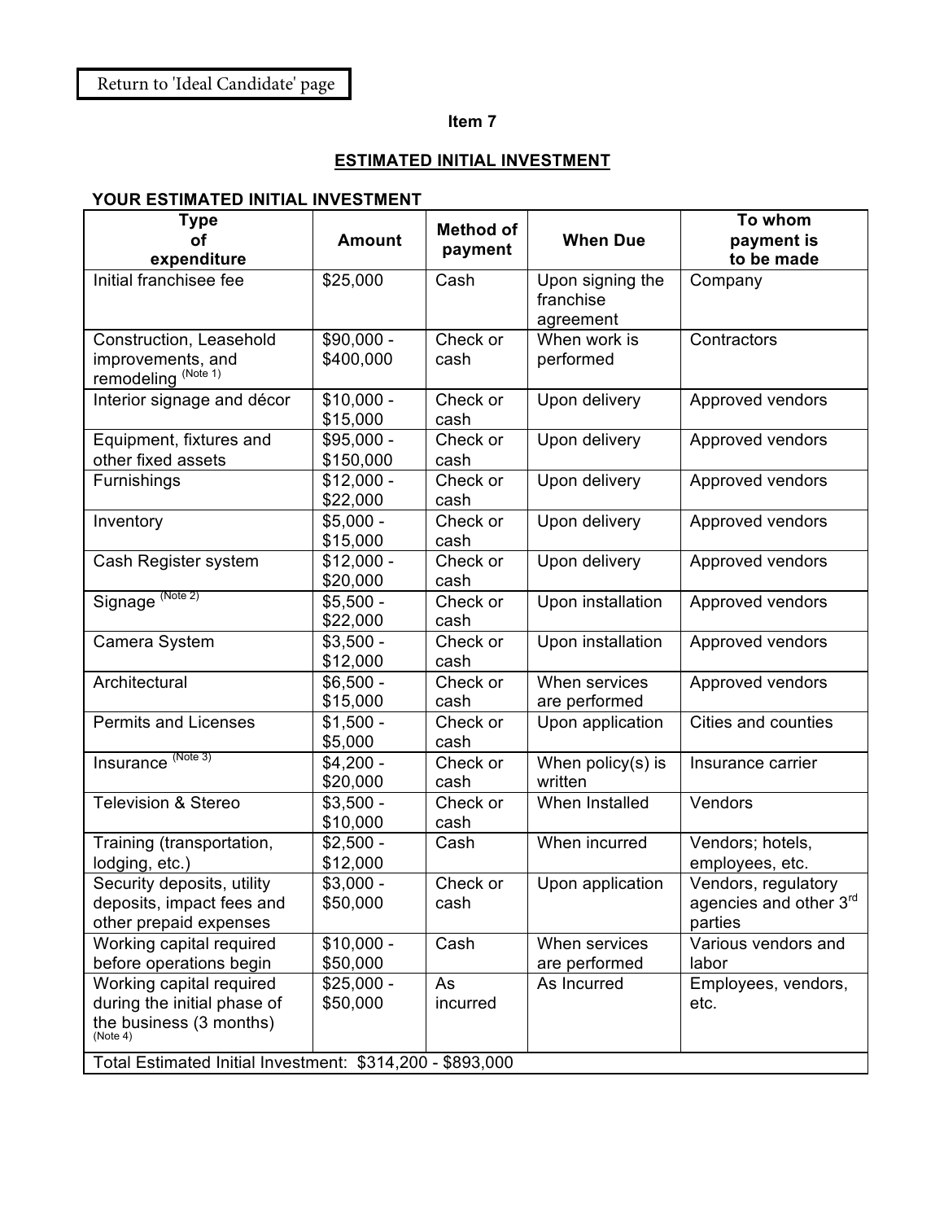Return to 'Ideal Candidate' page

**Item 7**

**ESTIMATED INITIAL INVESTMENT**

**YOUR ESTIMATED INITIAL INVESTMENT**

| Type of expenditure | Amount | Method of payment | When Due | To whom payment is to be made |
|---|---|---|---|---|
| Initial franchisee fee | $25,000 | Cash | Upon signing the franchise agreement | Company |
| Construction, Leasehold improvements, and remodeling (Note 1) | $90,000 - $400,000 | Check or cash | When work is performed | Contractors |
| Interior signage and décor | $10,000 - $15,000 | Check or cash | Upon delivery | Approved vendors |
| Equipment, fixtures and other fixed assets | $95,000 - $150,000 | Check or cash | Upon delivery | Approved vendors |
| Furnishings | $12,000 - $22,000 | Check or cash | Upon delivery | Approved vendors |
| Inventory | $5,000 - $15,000 | Check or cash | Upon delivery | Approved vendors |
| Cash Register system | $12,000 - $20,000 | Check or cash | Upon delivery | Approved vendors |
| Signage (Note 2) | $5,500 - $22,000 | Check or cash | Upon installation | Approved vendors |
| Camera System | $3,500 - $12,000 | Check or cash | Upon installation | Approved vendors |
| Architectural | $6,500 - $15,000 | Check or cash | When services are performed | Approved vendors |
| Permits and Licenses | $1,500 - $5,000 | Check or cash | Upon application | Cities and counties |
| Insurance (Note 3) | $4,200 - $20,000 | Check or cash | When policy(s) is written | Insurance carrier |
| Television & Stereo | $3,500 - $10,000 | Check or cash | When Installed | Vendors |
| Training (transportation, lodging, etc.) | $2,500 - $12,000 | Cash | When incurred | Vendors; hotels, employees, etc. |
| Security deposits, utility deposits, impact fees and other prepaid expenses | $3,000 - $50,000 | Check or cash | Upon application | Vendors, regulatory agencies and other 3rd parties |
| Working capital required before operations begin | $10,000 - $50,000 | Cash | When services are performed | Various vendors and labor |
| Working capital required during the initial phase of the business (3 months) (Note 4) | $25,000 - $50,000 | As incurred | As Incurred | Employees, vendors, etc. |
| Total Estimated Initial Investment: $314,200 - $893,000 | | | | |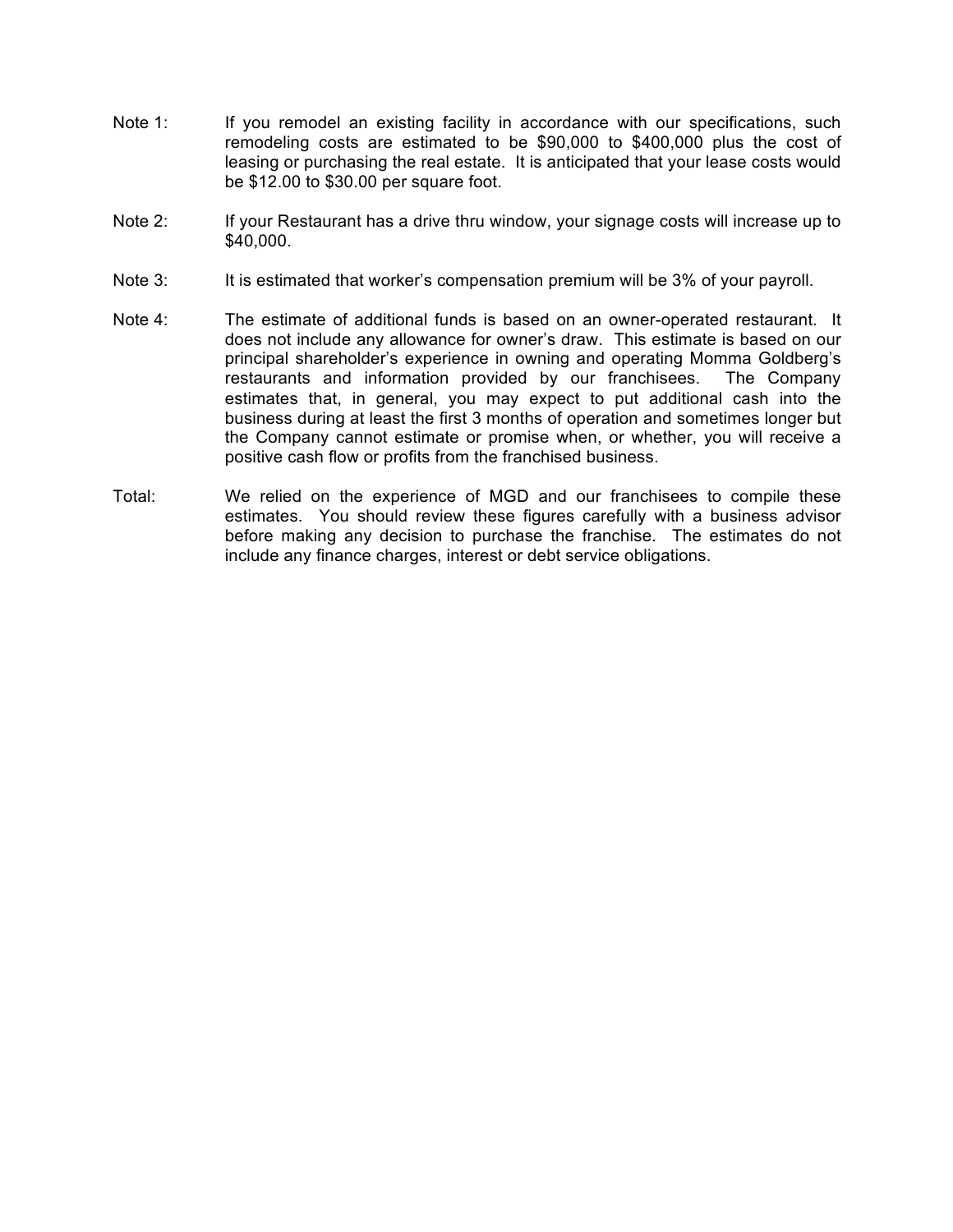Note 1: If you remodel an existing facility in accordance with our specifications, such remodeling costs are estimated to be $90,000 to $400,000 plus the cost of leasing or purchasing the real estate. It is anticipated that your lease costs would be $12.00 to $30.00 per square foot.

Note 2: If your Restaurant has a drive thru window, your signage costs will increase up to $40,000.

Note 3: It is estimated that worker's compensation premium will be 3% of your payroll.

Note 4: The estimate of additional funds is based on an owner-operated restaurant. It does not include any allowance for owner's draw. This estimate is based on our principal shareholder's experience in owning and operating Momma Goldberg's restaurants and information provided by our franchisees. The Company estimates that, in general, you may expect to put additional cash into the business during at least the first 3 months of operation and sometimes longer but the Company cannot estimate or promise when, or whether, you will receive a positive cash flow or profits from the franchised business.

Total: We relied on the experience of MGD and our franchisees to compile these estimates. You should review these figures carefully with a business advisor before making any decision to purchase the franchise. The estimates do not include any finance charges, interest or debt service obligations.